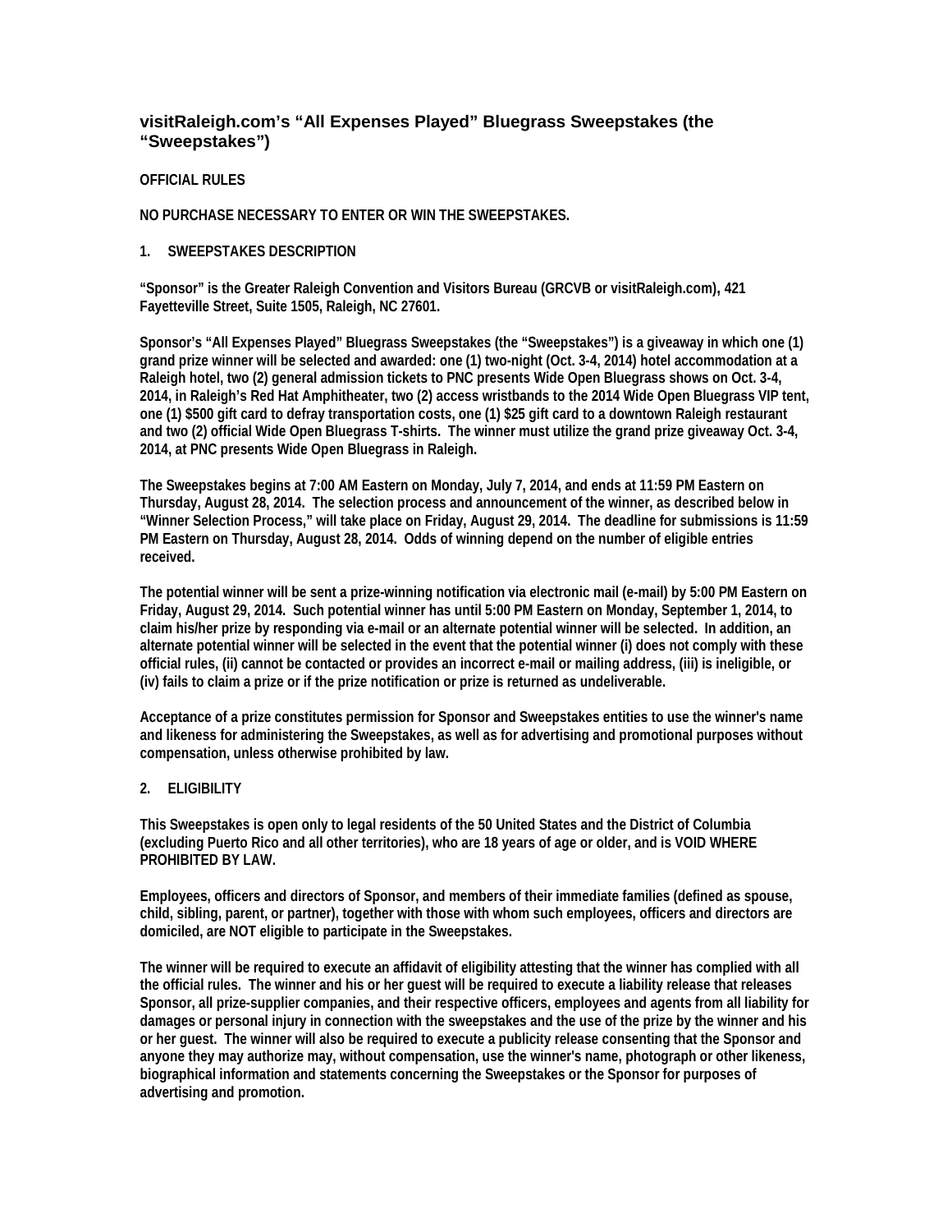# visitRaleigh.com's "All Expenses Played" Bluegrass Sweepstakes (the "Sweepstakes")

**OFFICIAL RULES**

**NO PURCHASE NECESSARY TO ENTER OR WIN THE SWEEPSTAKES.**

## 1. SWEEPSTAKES DESCRIPTION

**"Sponsor" is the Greater Raleigh Convention and Visitors Bureau (GRCVB or visitRaleigh.com), 421 Fayetteville Street, Suite 1505, Raleigh, NC 27601.**

**Sponsor's "All Expenses Played" Bluegrass Sweepstakes (the "Sweepstakes") is a giveaway in which one (1) grand prize winner will be selected and awarded: one (1) two-night (Oct. 3-4, 2014) hotel accommodation at a Raleigh hotel, two (2) general admission tickets to PNC presents Wide Open Bluegrass shows on Oct. 3-4, 2014, in Raleigh's Red Hat Amphitheater, two (2) access wristbands to the 2014 Wide Open Bluegrass VIP tent, one (1) $500 gift card to defray transportation costs, one (1) $25 gift card to a downtown Raleigh restaurant and two (2) official Wide Open Bluegrass T-shirts. The winner must utilize the grand prize giveaway Oct. 3-4, 2014, at PNC presents Wide Open Bluegrass in Raleigh.**

**The Sweepstakes begins at 7:00 AM Eastern on Monday, July 7, 2014, and ends at 11:59 PM Eastern on Thursday, August 28, 2014. The selection process and announcement of the winner, as described below in "Winner Selection Process," will take place on Friday, August 29, 2014. The deadline for submissions is 11:59 PM Eastern on Thursday, August 28, 2014. Odds of winning depend on the number of eligible entries received.**

**The potential winner will be sent a prize-winning notification via electronic mail (e-mail) by 5:00 PM Eastern on Friday, August 29, 2014. Such potential winner has until 5:00 PM Eastern on Monday, September 1, 2014, to claim his/her prize by responding via e-mail or an alternate potential winner will be selected. In addition, an alternate potential winner will be selected in the event that the potential winner (i) does not comply with these official rules, (ii) cannot be contacted or provides an incorrect e-mail or mailing address, (iii) is ineligible, or (iv) fails to claim a prize or if the prize notification or prize is returned as undeliverable.**

**Acceptance of a prize constitutes permission for Sponsor and Sweepstakes entities to use the winner's name and likeness for administering the Sweepstakes, as well as for advertising and promotional purposes without compensation, unless otherwise prohibited by law.**

## 2. ELIGIBILITY

**This Sweepstakes is open only to legal residents of the 50 United States and the District of Columbia (excluding Puerto Rico and all other territories), who are 18 years of age or older, and is VOID WHERE PROHIBITED BY LAW.**

**Employees, officers and directors of Sponsor, and members of their immediate families (defined as spouse, child, sibling, parent, or partner), together with those with whom such employees, officers and directors are domiciled, are NOT eligible to participate in the Sweepstakes.**

**The winner will be required to execute an affidavit of eligibility attesting that the winner has complied with all the official rules. The winner and his or her guest will be required to execute a liability release that releases Sponsor, all prize-supplier companies, and their respective officers, employees and agents from all liability for damages or personal injury in connection with the sweepstakes and the use of the prize by the winner and his or her guest. The winner will also be required to execute a publicity release consenting that the Sponsor and anyone they may authorize may, without compensation, use the winner's name, photograph or other likeness, biographical information and statements concerning the Sweepstakes or the Sponsor for purposes of advertising and promotion.**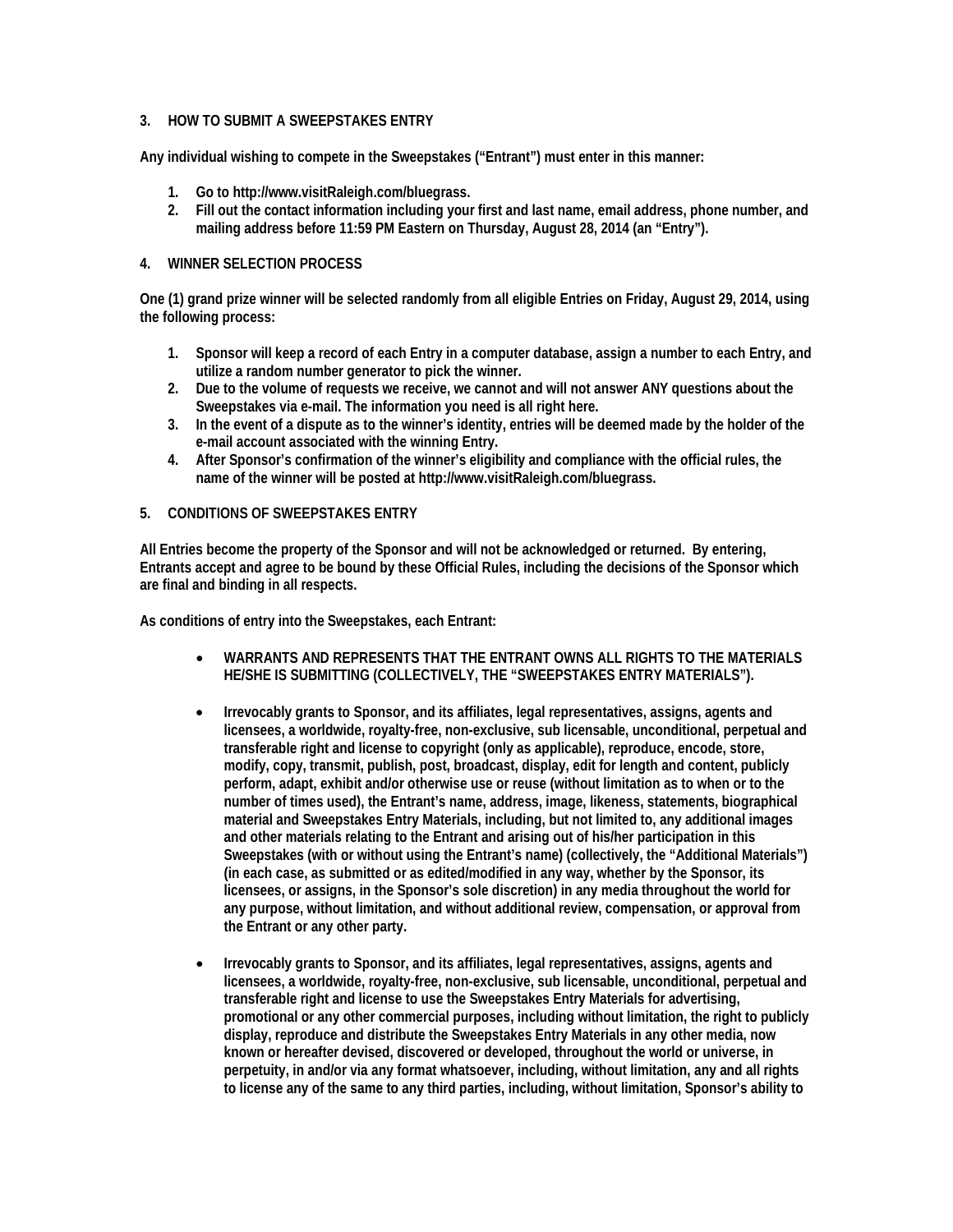## 3. HOW TO SUBMIT A SWEEPSTAKES ENTRY

**Any individual wishing to compete in the Sweepstakes ("Entrant") must enter in this manner:**

1. **Go to http://www.visitRaleigh.com/bluegrass.**
2. **Fill out the contact information including your first and last name, email address, phone number, and mailing address before 11:59 PM Eastern on Thursday, August 28, 2014 (an "Entry").**

## 4. WINNER SELECTION PROCESS

**One (1) grand prize winner will be selected randomly from all eligible Entries on Friday, August 29, 2014, using the following process:**

1. **Sponsor will keep a record of each Entry in a computer database, assign a number to each Entry, and utilize a random number generator to pick the winner.**
2. **Due to the volume of requests we receive, we cannot and will not answer ANY questions about the Sweepstakes via e-mail. The information you need is all right here.**
3. **In the event of a dispute as to the winner's identity, entries will be deemed made by the holder of the e-mail account associated with the winning Entry.**
4. **After Sponsor's confirmation of the winner's eligibility and compliance with the official rules, the name of the winner will be posted at http://www.visitRaleigh.com/bluegrass.**

## 5. CONDITIONS OF SWEEPSTAKES ENTRY

**All Entries become the property of the Sponsor and will not be acknowledged or returned. By entering, Entrants accept and agree to be bound by these Official Rules, including the decisions of the Sponsor which are final and binding in all respects.**

**As conditions of entry into the Sweepstakes, each Entrant:**

- **WARRANTS AND REPRESENTS THAT THE ENTRANT OWNS ALL RIGHTS TO THE MATERIALS HE/SHE IS SUBMITTING (COLLECTIVELY, THE "SWEEPSTAKES ENTRY MATERIALS").**

- **Irrevocably grants to Sponsor, and its affiliates, legal representatives, assigns, agents and licensees, a worldwide, royalty-free, non-exclusive, sub licensable, unconditional, perpetual and transferable right and license to copyright (only as applicable), reproduce, encode, store, modify, copy, transmit, publish, post, broadcast, display, edit for length and content, publicly perform, adapt, exhibit and/or otherwise use or reuse (without limitation as to when or to the number of times used), the Entrant's name, address, image, likeness, statements, biographical material and Sweepstakes Entry Materials, including, but not limited to, any additional images and other materials relating to the Entrant and arising out of his/her participation in this Sweepstakes (with or without using the Entrant's name) (collectively, the "Additional Materials") (in each case, as submitted or as edited/modified in any way, whether by the Sponsor, its licensees, or assigns, in the Sponsor's sole discretion) in any media throughout the world for any purpose, without limitation, and without additional review, compensation, or approval from the Entrant or any other party.**

- **Irrevocably grants to Sponsor, and its affiliates, legal representatives, assigns, agents and licensees, a worldwide, royalty-free, non-exclusive, sub licensable, unconditional, perpetual and transferable right and license to use the Sweepstakes Entry Materials for advertising, promotional or any other commercial purposes, including without limitation, the right to publicly display, reproduce and distribute the Sweepstakes Entry Materials in any other media, now known or hereafter devised, discovered or developed, throughout the world or universe, in perpetuity, in and/or via any format whatsoever, including, without limitation, any and all rights to license any of the same to any third parties, including, without limitation, Sponsor's ability to**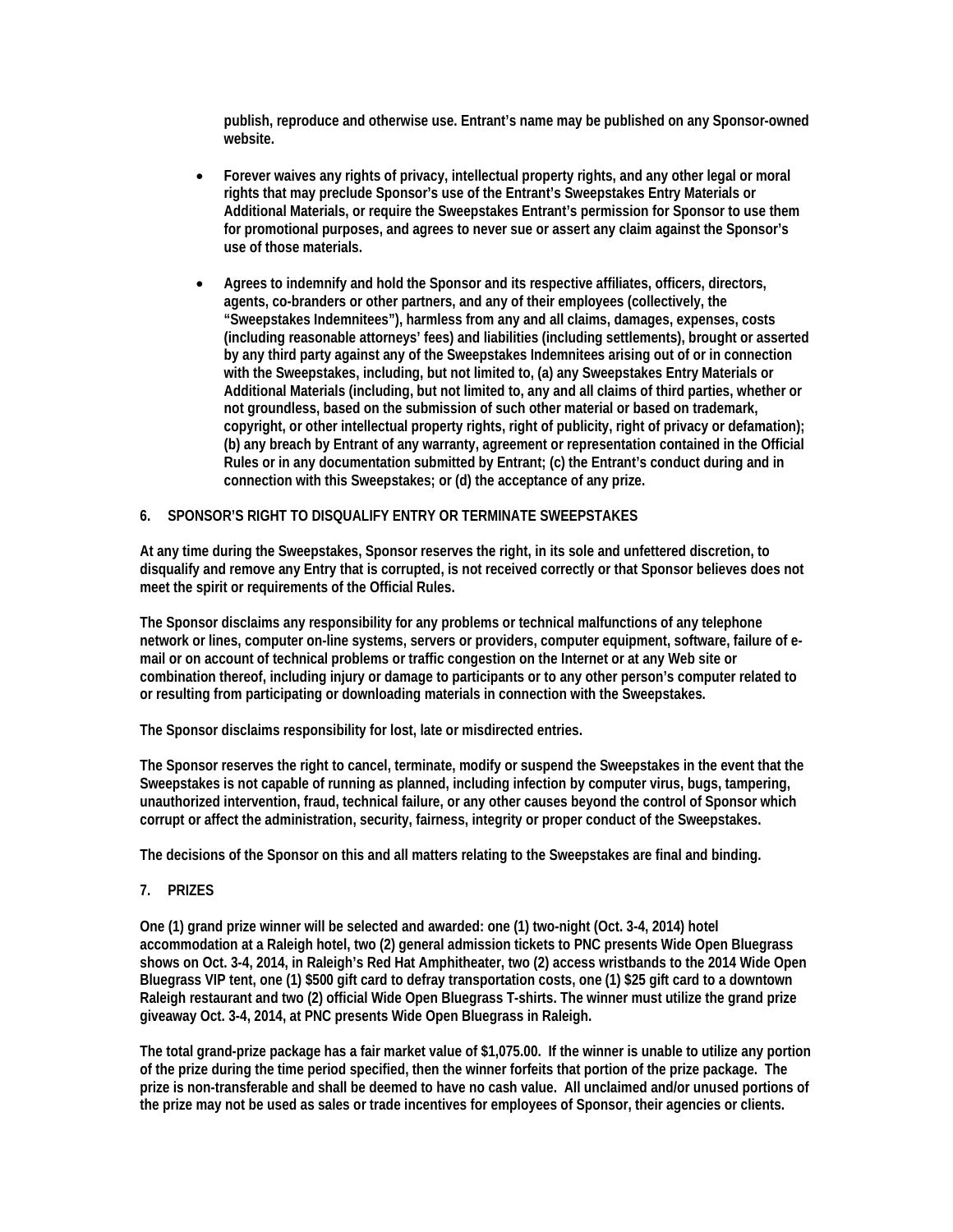publish, reproduce and otherwise use. Entrant's name may be published on any Sponsor-owned website.

- Forever waives any rights of privacy, intellectual property rights, and any other legal or moral rights that may preclude Sponsor's use of the Entrant's Sweepstakes Entry Materials or Additional Materials, or require the Sweepstakes Entrant's permission for Sponsor to use them for promotional purposes, and agrees to never sue or assert any claim against the Sponsor's use of those materials.

- Agrees to indemnify and hold the Sponsor and its respective affiliates, officers, directors, agents, co-branders or other partners, and any of their employees (collectively, the "Sweepstakes Indemnitees"), harmless from any and all claims, damages, expenses, costs (including reasonable attorneys' fees) and liabilities (including settlements), brought or asserted by any third party against any of the Sweepstakes Indemnitees arising out of or in connection with the Sweepstakes, including, but not limited to, (a) any Sweepstakes Entry Materials or Additional Materials (including, but not limited to, any and all claims of third parties, whether or not groundless, based on the submission of such other material or based on trademark, copyright, or other intellectual property rights, right of publicity, right of privacy or defamation); (b) any breach by Entrant of any warranty, agreement or representation contained in the Official Rules or in any documentation submitted by Entrant; (c) the Entrant's conduct during and in connection with this Sweepstakes; or (d) the acceptance of any prize.

## 6. SPONSOR'S RIGHT TO DISQUALIFY ENTRY OR TERMINATE SWEEPSTAKES

At any time during the Sweepstakes, Sponsor reserves the right, in its sole and unfettered discretion, to disqualify and remove any Entry that is corrupted, is not received correctly or that Sponsor believes does not meet the spirit or requirements of the Official Rules.

The Sponsor disclaims any responsibility for any problems or technical malfunctions of any telephone network or lines, computer on-line systems, servers or providers, computer equipment, software, failure of e-mail or on account of technical problems or traffic congestion on the Internet or at any Web site or combination thereof, including injury or damage to participants or to any other person's computer related to or resulting from participating or downloading materials in connection with the Sweepstakes.

The Sponsor disclaims responsibility for lost, late or misdirected entries.

The Sponsor reserves the right to cancel, terminate, modify or suspend the Sweepstakes in the event that the Sweepstakes is not capable of running as planned, including infection by computer virus, bugs, tampering, unauthorized intervention, fraud, technical failure, or any other causes beyond the control of Sponsor which corrupt or affect the administration, security, fairness, integrity or proper conduct of the Sweepstakes.

The decisions of the Sponsor on this and all matters relating to the Sweepstakes are final and binding.

## 7. PRIZES

One (1) grand prize winner will be selected and awarded: one (1) two-night (Oct. 3-4, 2014) hotel accommodation at a Raleigh hotel, two (2) general admission tickets to PNC presents Wide Open Bluegrass shows on Oct. 3-4, 2014, in Raleigh's Red Hat Amphitheater, two (2) access wristbands to the 2014 Wide Open Bluegrass VIP tent, one (1) $500 gift card to defray transportation costs, one (1) $25 gift card to a downtown Raleigh restaurant and two (2) official Wide Open Bluegrass T-shirts. The winner must utilize the grand prize giveaway Oct. 3-4, 2014, at PNC presents Wide Open Bluegrass in Raleigh.

The total grand-prize package has a fair market value of $1,075.00. If the winner is unable to utilize any portion of the prize during the time period specified, then the winner forfeits that portion of the prize package. The prize is non-transferable and shall be deemed to have no cash value. All unclaimed and/or unused portions of the prize may not be used as sales or trade incentives for employees of Sponsor, their agencies or clients.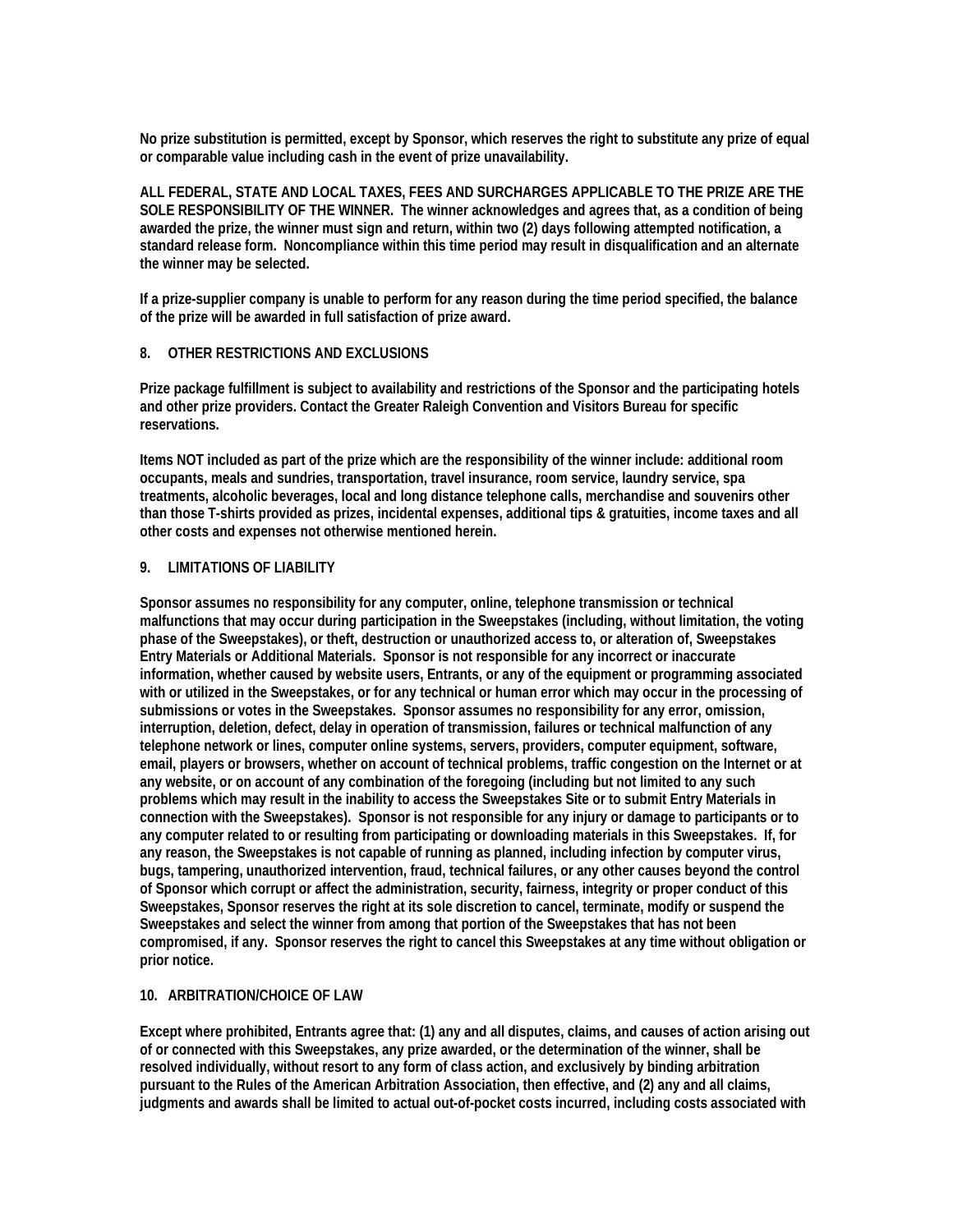No prize substitution is permitted, except by Sponsor, which reserves the right to substitute any prize of equal or comparable value including cash in the event of prize unavailability.

ALL FEDERAL, STATE AND LOCAL TAXES, FEES AND SURCHARGES APPLICABLE TO THE PRIZE ARE THE SOLE RESPONSIBILITY OF THE WINNER. The winner acknowledges and agrees that, as a condition of being awarded the prize, the winner must sign and return, within two (2) days following attempted notification, a standard release form. Noncompliance within this time period may result in disqualification and an alternate the winner may be selected.

If a prize-supplier company is unable to perform for any reason during the time period specified, the balance of the prize will be awarded in full satisfaction of prize award.

## 8. OTHER RESTRICTIONS AND EXCLUSIONS

Prize package fulfillment is subject to availability and restrictions of the Sponsor and the participating hotels and other prize providers. Contact the Greater Raleigh Convention and Visitors Bureau for specific reservations.

Items NOT included as part of the prize which are the responsibility of the winner include: additional room occupants, meals and sundries, transportation, travel insurance, room service, laundry service, spa treatments, alcoholic beverages, local and long distance telephone calls, merchandise and souvenirs other than those T-shirts provided as prizes, incidental expenses, additional tips & gratuities, income taxes and all other costs and expenses not otherwise mentioned herein.

## 9. LIMITATIONS OF LIABILITY

Sponsor assumes no responsibility for any computer, online, telephone transmission or technical malfunctions that may occur during participation in the Sweepstakes (including, without limitation, the voting phase of the Sweepstakes), or theft, destruction or unauthorized access to, or alteration of, Sweepstakes Entry Materials or Additional Materials. Sponsor is not responsible for any incorrect or inaccurate information, whether caused by website users, Entrants, or any of the equipment or programming associated with or utilized in the Sweepstakes, or for any technical or human error which may occur in the processing of submissions or votes in the Sweepstakes. Sponsor assumes no responsibility for any error, omission, interruption, deletion, defect, delay in operation of transmission, failures or technical malfunction of any telephone network or lines, computer online systems, servers, providers, computer equipment, software, email, players or browsers, whether on account of technical problems, traffic congestion on the Internet or at any website, or on account of any combination of the foregoing (including but not limited to any such problems which may result in the inability to access the Sweepstakes Site or to submit Entry Materials in connection with the Sweepstakes). Sponsor is not responsible for any injury or damage to participants or to any computer related to or resulting from participating or downloading materials in this Sweepstakes. If, for any reason, the Sweepstakes is not capable of running as planned, including infection by computer virus, bugs, tampering, unauthorized intervention, fraud, technical failures, or any other causes beyond the control of Sponsor which corrupt or affect the administration, security, fairness, integrity or proper conduct of this Sweepstakes, Sponsor reserves the right at its sole discretion to cancel, terminate, modify or suspend the Sweepstakes and select the winner from among that portion of the Sweepstakes that has not been compromised, if any. Sponsor reserves the right to cancel this Sweepstakes at any time without obligation or prior notice.

## 10. ARBITRATION/CHOICE OF LAW

Except where prohibited, Entrants agree that: (1) any and all disputes, claims, and causes of action arising out of or connected with this Sweepstakes, any prize awarded, or the determination of the winner, shall be resolved individually, without resort to any form of class action, and exclusively by binding arbitration pursuant to the Rules of the American Arbitration Association, then effective, and (2) any and all claims, judgments and awards shall be limited to actual out-of-pocket costs incurred, including costs associated with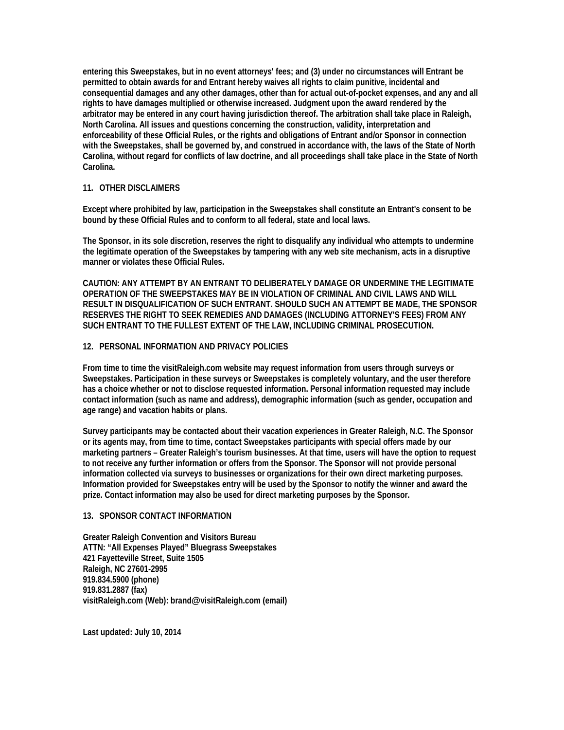entering this Sweepstakes, but in no event attorneys' fees; and (3) under no circumstances will Entrant be permitted to obtain awards for and Entrant hereby waives all rights to claim punitive, incidental and consequential damages and any other damages, other than for actual out-of-pocket expenses, and any and all rights to have damages multiplied or otherwise increased. Judgment upon the award rendered by the arbitrator may be entered in any court having jurisdiction thereof. The arbitration shall take place in Raleigh, North Carolina. All issues and questions concerning the construction, validity, interpretation and enforceability of these Official Rules, or the rights and obligations of Entrant and/or Sponsor in connection with the Sweepstakes, shall be governed by, and construed in accordance with, the laws of the State of North Carolina, without regard for conflicts of law doctrine, and all proceedings shall take place in the State of North Carolina.

## 11. OTHER DISCLAIMERS

Except where prohibited by law, participation in the Sweepstakes shall constitute an Entrant's consent to be bound by these Official Rules and to conform to all federal, state and local laws.

The Sponsor, in its sole discretion, reserves the right to disqualify any individual who attempts to undermine the legitimate operation of the Sweepstakes by tampering with any web site mechanism, acts in a disruptive manner or violates these Official Rules.

CAUTION: ANY ATTEMPT BY AN ENTRANT TO DELIBERATELY DAMAGE OR UNDERMINE THE LEGITIMATE OPERATION OF THE SWEEPSTAKES MAY BE IN VIOLATION OF CRIMINAL AND CIVIL LAWS AND WILL RESULT IN DISQUALIFICATION OF SUCH ENTRANT. SHOULD SUCH AN ATTEMPT BE MADE, THE SPONSOR RESERVES THE RIGHT TO SEEK REMEDIES AND DAMAGES (INCLUDING ATTORNEY'S FEES) FROM ANY SUCH ENTRANT TO THE FULLEST EXTENT OF THE LAW, INCLUDING CRIMINAL PROSECUTION.

## 12. PERSONAL INFORMATION AND PRIVACY POLICIES

From time to time the visitRaleigh.com website may request information from users through surveys or Sweepstakes. Participation in these surveys or Sweepstakes is completely voluntary, and the user therefore has a choice whether or not to disclose requested information. Personal information requested may include contact information (such as name and address), demographic information (such as gender, occupation and age range) and vacation habits or plans.

Survey participants may be contacted about their vacation experiences in Greater Raleigh, N.C. The Sponsor or its agents may, from time to time, contact Sweepstakes participants with special offers made by our marketing partners – Greater Raleigh's tourism businesses. At that time, users will have the option to request to not receive any further information or offers from the Sponsor. The Sponsor will not provide personal information collected via surveys to businesses or organizations for their own direct marketing purposes. Information provided for Sweepstakes entry will be used by the Sponsor to notify the winner and award the prize. Contact information may also be used for direct marketing purposes by the Sponsor.

## 13. SPONSOR CONTACT INFORMATION

Greater Raleigh Convention and Visitors Bureau
ATTN: "All Expenses Played" Bluegrass Sweepstakes
421 Fayetteville Street, Suite 1505
Raleigh, NC 27601-2995
919.834.5900 (phone)
919.831.2887 (fax)
visitRaleigh.com (Web): brand@visitRaleigh.com (email)

Last updated: July 10, 2014